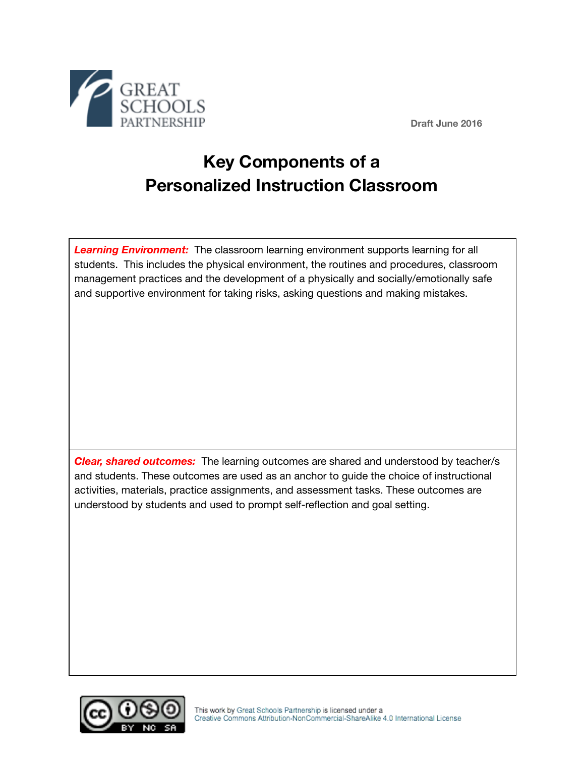GREAT SCHOOLS PARTNERSHIP

Draft June 2016

# Key Components of a Personalized Instruction Classroom

| |
|---|
| ***Learning Environment:*** The classroom learning environment supports learning for all students. This includes the physical environment, the routines and procedures, classroom management practices and the development of a physically and socially/emotionally safe and supportive environment for taking risks, asking questions and making mistakes. |
| ***Clear, shared outcomes:*** The learning outcomes are shared and understood by teacher/s and students. These outcomes are used as an anchor to guide the choice of instructional activities, materials, practice assignments, and assessment tasks. These outcomes are understood by students and used to prompt self-reflection and goal setting. |

This work by Great Schools Partnership is licensed under a Creative Commons Attribution-NonCommercial-ShareAlike 4.0 International License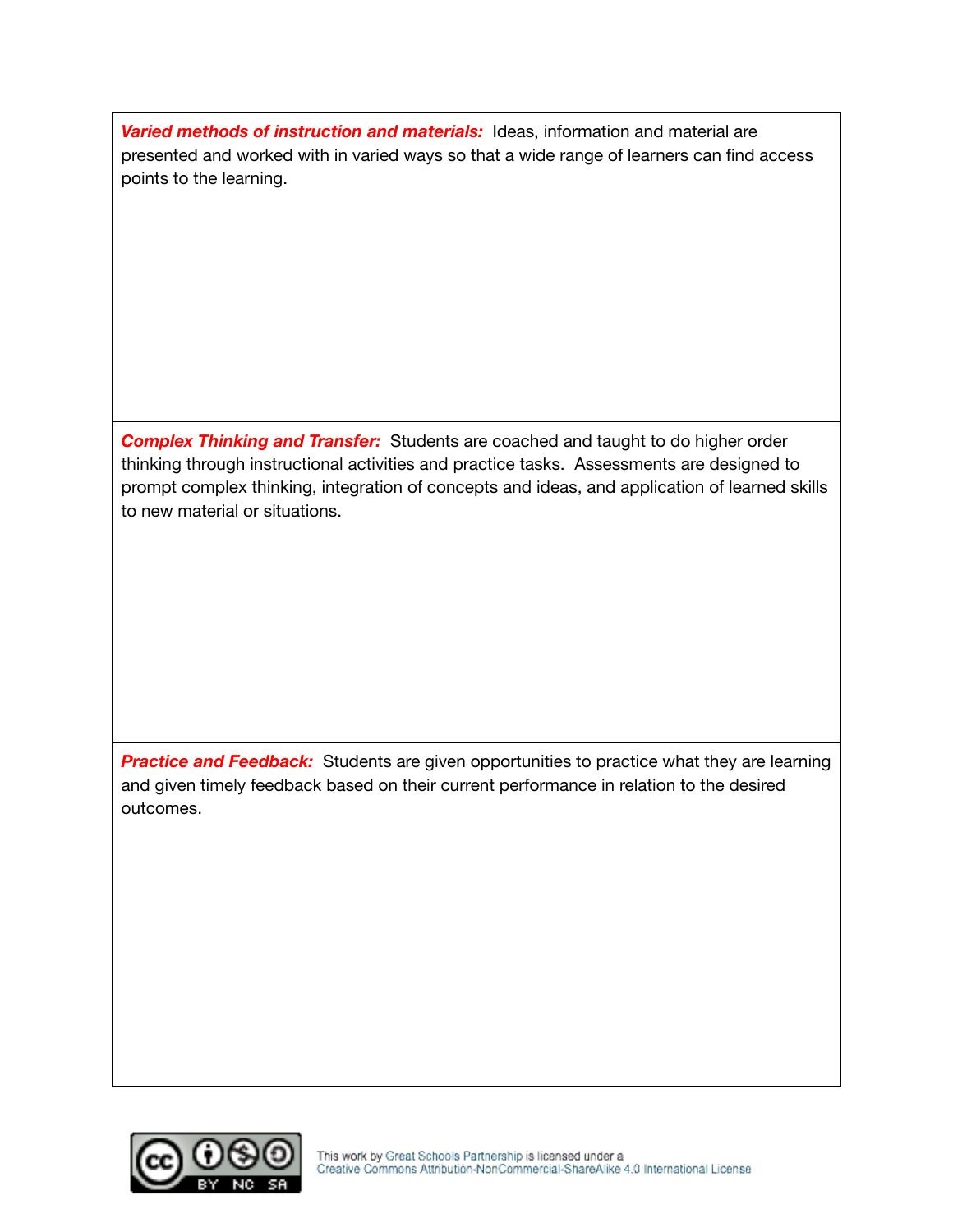***Varied methods of instruction and materials:*** Ideas, information and material are presented and worked with in varied ways so that a wide range of learners can find access points to the learning.

***Complex Thinking and Transfer:*** Students are coached and taught to do higher order thinking through instructional activities and practice tasks. Assessments are designed to prompt complex thinking, integration of concepts and ideas, and application of learned skills to new material or situations.

***Practice and Feedback:*** Students are given opportunities to practice what they are learning and given timely feedback based on their current performance in relation to the desired outcomes.

This work by Great Schools Partnership is licensed under a Creative Commons Attribution-NonCommercial-ShareAlike 4.0 International License